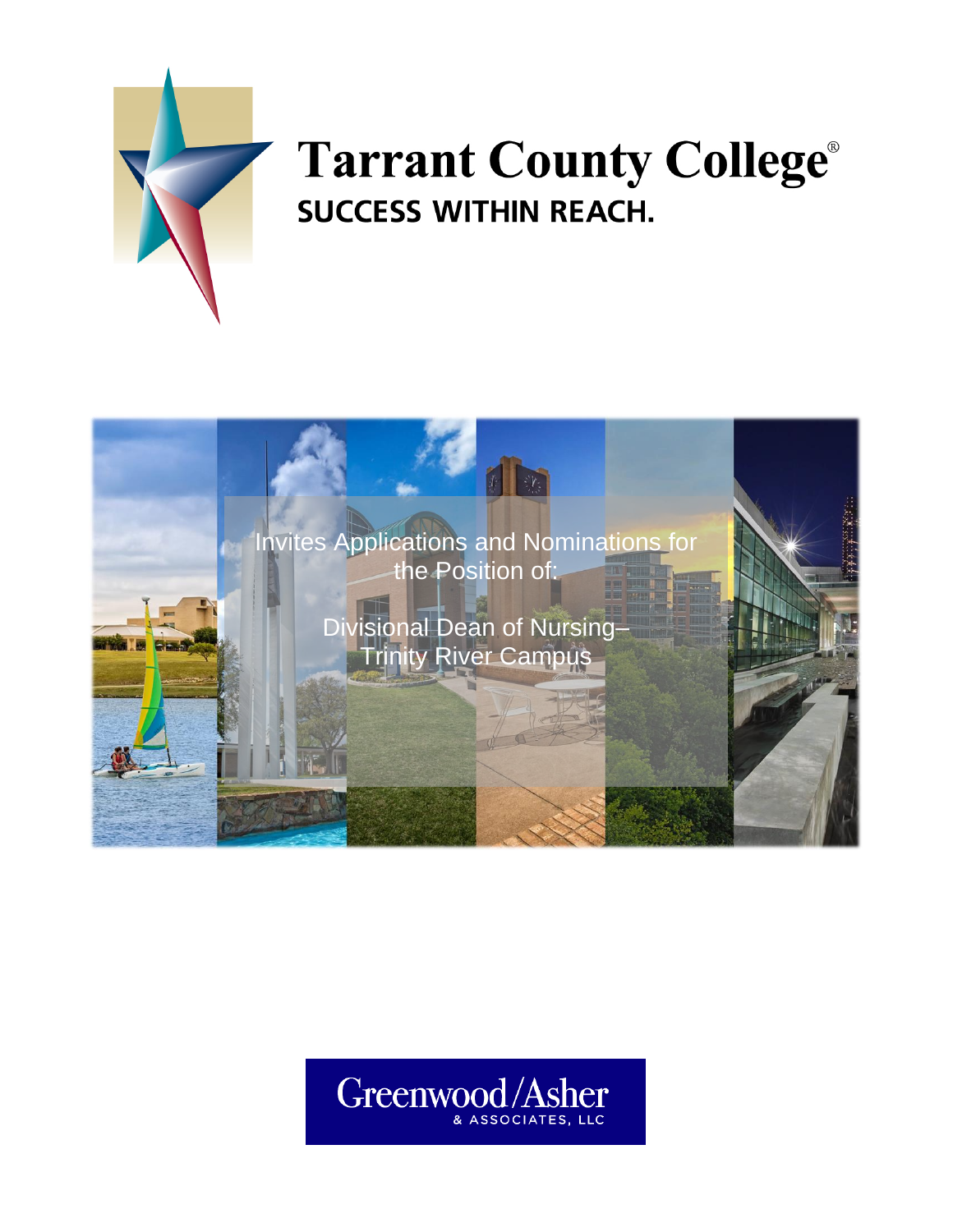# Tarrant County College®

**SUCCESS WITHIN REACH.**

Invites Applications and Nominations for the Position of:

## Divisional Dean of Nursing– Trinity River Campus

Greenwood/Asher & ASSOCIATES, LLC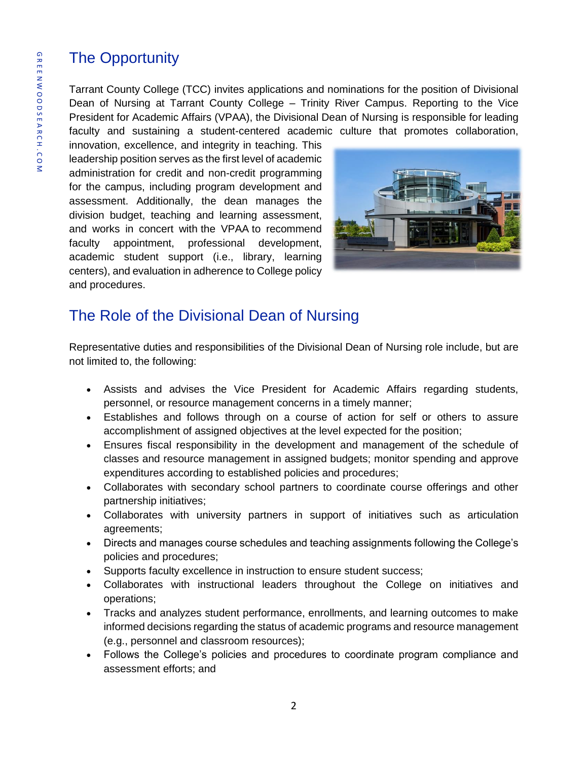## The Opportunity

Tarrant County College (TCC) invites applications and nominations for the position of Divisional Dean of Nursing at Tarrant County College – Trinity River Campus. Reporting to the Vice President for Academic Affairs (VPAA), the Divisional Dean of Nursing is responsible for leading faculty and sustaining a student-centered academic culture that promotes collaboration, innovation, excellence, and integrity in teaching. This leadership position serves as the first level of academic administration for credit and non-credit programming for the campus, including program development and assessment. Additionally, the dean manages the division budget, teaching and learning assessment, and works in concert with the VPAA to recommend faculty appointment, professional development, academic student support (i.e., library, learning centers), and evaluation in adherence to College policy and procedures.

## The Role of the Divisional Dean of Nursing

Representative duties and responsibilities of the Divisional Dean of Nursing role include, but are not limited to, the following:

- Assists and advises the Vice President for Academic Affairs regarding students, personnel, or resource management concerns in a timely manner;
- Establishes and follows through on a course of action for self or others to assure accomplishment of assigned objectives at the level expected for the position;
- Ensures fiscal responsibility in the development and management of the schedule of classes and resource management in assigned budgets; monitor spending and approve expenditures according to established policies and procedures;
- Collaborates with secondary school partners to coordinate course offerings and other partnership initiatives;
- Collaborates with university partners in support of initiatives such as articulation agreements;
- Directs and manages course schedules and teaching assignments following the College's policies and procedures;
- Supports faculty excellence in instruction to ensure student success;
- Collaborates with instructional leaders throughout the College on initiatives and operations;
- Tracks and analyzes student performance, enrollments, and learning outcomes to make informed decisions regarding the status of academic programs and resource management (e.g., personnel and classroom resources);
- Follows the College's policies and procedures to coordinate program compliance and assessment efforts; and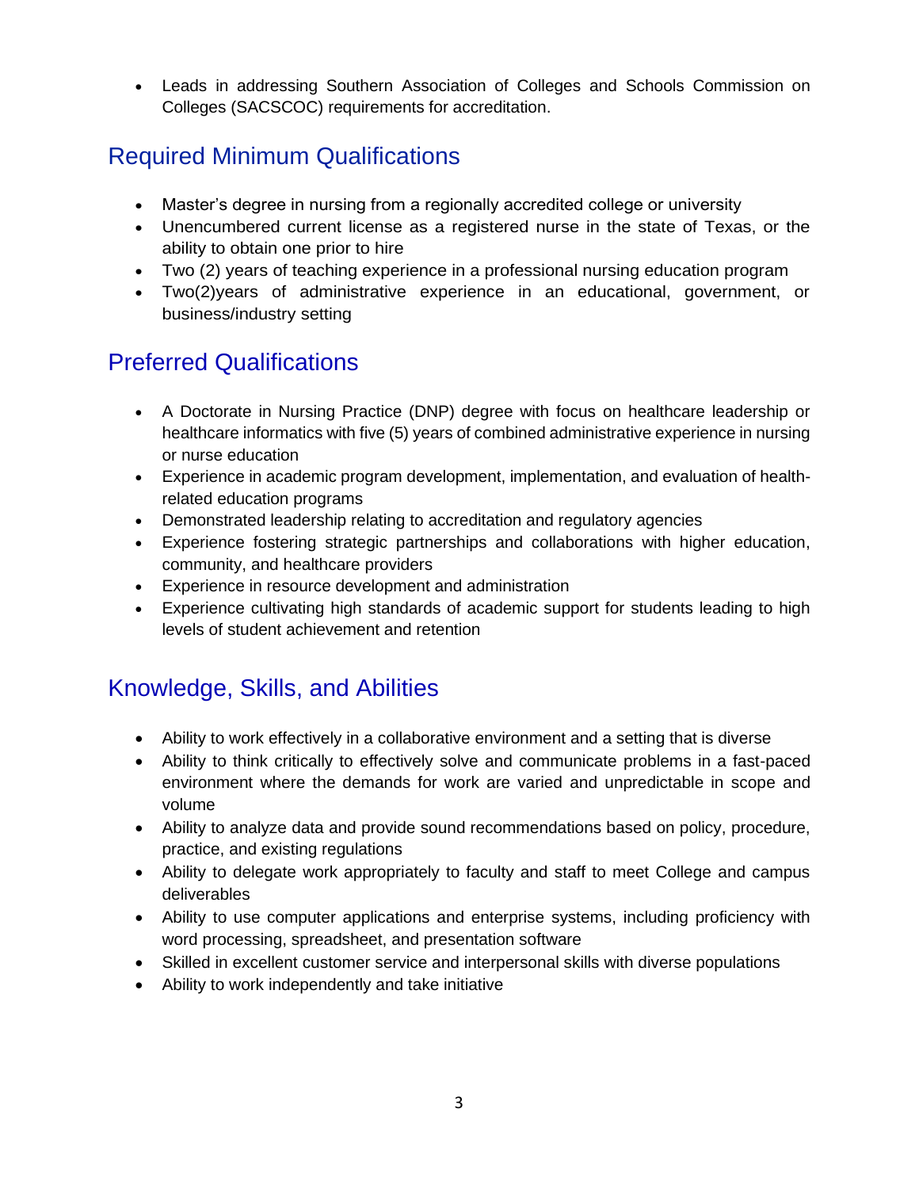- Leads in addressing Southern Association of Colleges and Schools Commission on Colleges (SACSCOC) requirements for accreditation.

## Required Minimum Qualifications

- Master's degree in nursing from a regionally accredited college or university
- Unencumbered current license as a registered nurse in the state of Texas, or the ability to obtain one prior to hire
- Two (2) years of teaching experience in a professional nursing education program
- Two(2)years of administrative experience in an educational, government, or business/industry setting

## Preferred Qualifications

- A Doctorate in Nursing Practice (DNP) degree with focus on healthcare leadership or healthcare informatics with five (5) years of combined administrative experience in nursing or nurse education
- Experience in academic program development, implementation, and evaluation of health-related education programs
- Demonstrated leadership relating to accreditation and regulatory agencies
- Experience fostering strategic partnerships and collaborations with higher education, community, and healthcare providers
- Experience in resource development and administration
- Experience cultivating high standards of academic support for students leading to high levels of student achievement and retention

## Knowledge, Skills, and Abilities

- Ability to work effectively in a collaborative environment and a setting that is diverse
- Ability to think critically to effectively solve and communicate problems in a fast-paced environment where the demands for work are varied and unpredictable in scope and volume
- Ability to analyze data and provide sound recommendations based on policy, procedure, practice, and existing regulations
- Ability to delegate work appropriately to faculty and staff to meet College and campus deliverables
- Ability to use computer applications and enterprise systems, including proficiency with word processing, spreadsheet, and presentation software
- Skilled in excellent customer service and interpersonal skills with diverse populations
- Ability to work independently and take initiative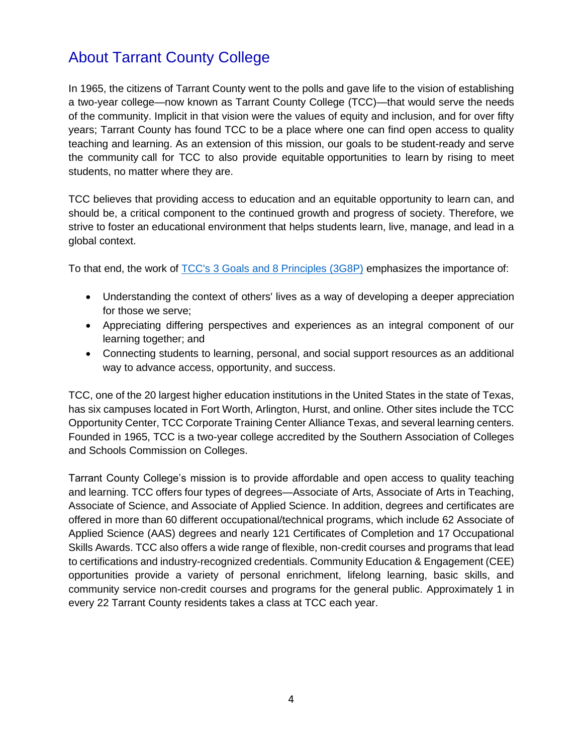## About Tarrant County College

In 1965, the citizens of Tarrant County went to the polls and gave life to the vision of establishing a two-year college—now known as Tarrant County College (TCC)—that would serve the needs of the community. Implicit in that vision were the values of equity and inclusion, and for over fifty years; Tarrant County has found TCC to be a place where one can find open access to quality teaching and learning. As an extension of this mission, our goals to be student-ready and serve the community call for TCC to also provide equitable opportunities to learn by rising to meet students, no matter where they are.

TCC believes that providing access to education and an equitable opportunity to learn can, and should be, a critical component to the continued growth and progress of society. Therefore, we strive to foster an educational environment that helps students learn, live, manage, and lead in a global context.

To that end, the work of [TCC's 3 Goals and 8 Principles (3G8P)] emphasizes the importance of:

- Understanding the context of others' lives as a way of developing a deeper appreciation for those we serve;
- Appreciating differing perspectives and experiences as an integral component of our learning together; and
- Connecting students to learning, personal, and social support resources as an additional way to advance access, opportunity, and success.

TCC, one of the 20 largest higher education institutions in the United States in the state of Texas, has six campuses located in Fort Worth, Arlington, Hurst, and online. Other sites include the TCC Opportunity Center, TCC Corporate Training Center Alliance Texas, and several learning centers. Founded in 1965, TCC is a two-year college accredited by the Southern Association of Colleges and Schools Commission on Colleges.

Tarrant County College's mission is to provide affordable and open access to quality teaching and learning. TCC offers four types of degrees—Associate of Arts, Associate of Arts in Teaching, Associate of Science, and Associate of Applied Science. In addition, degrees and certificates are offered in more than 60 different occupational/technical programs, which include 62 Associate of Applied Science (AAS) degrees and nearly 121 Certificates of Completion and 17 Occupational Skills Awards. TCC also offers a wide range of flexible, non-credit courses and programs that lead to certifications and industry-recognized credentials. Community Education & Engagement (CEE) opportunities provide a variety of personal enrichment, lifelong learning, basic skills, and community service non-credit courses and programs for the general public. Approximately 1 in every 22 Tarrant County residents takes a class at TCC each year.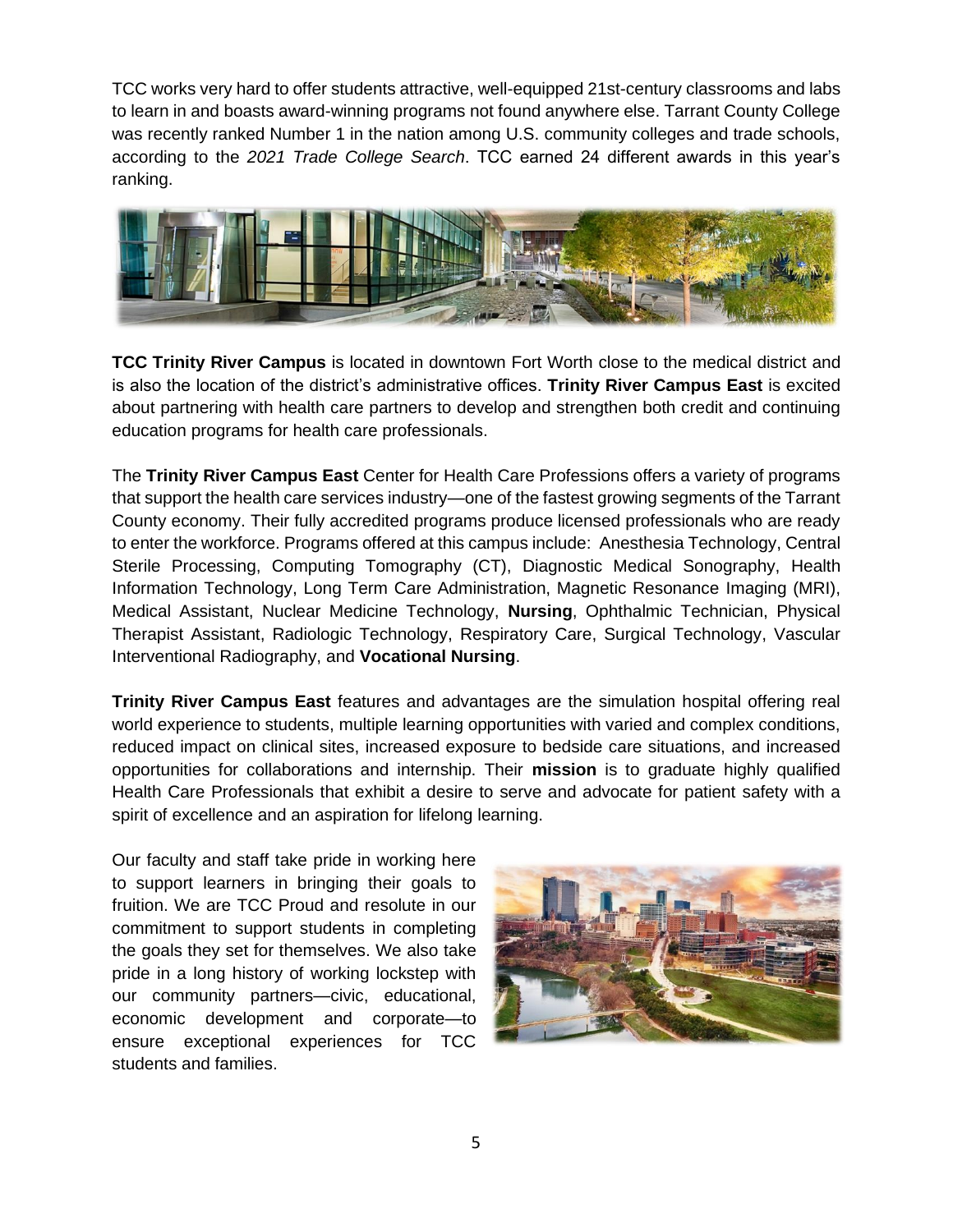TCC works very hard to offer students attractive, well-equipped 21st-century classrooms and labs to learn in and boasts award-winning programs not found anywhere else. Tarrant County College was recently ranked Number 1 in the nation among U.S. community colleges and trade schools, according to the *2021 Trade College Search*. TCC earned 24 different awards in this year's ranking.

**TCC Trinity River Campus** is located in downtown Fort Worth close to the medical district and is also the location of the district's administrative offices. **Trinity River Campus East** is excited about partnering with health care partners to develop and strengthen both credit and continuing education programs for health care professionals.

The **Trinity River Campus East** Center for Health Care Professions offers a variety of programs that support the health care services industry—one of the fastest growing segments of the Tarrant County economy. Their fully accredited programs produce licensed professionals who are ready to enter the workforce. Programs offered at this campus include: Anesthesia Technology, Central Sterile Processing, Computing Tomography (CT), Diagnostic Medical Sonography, Health Information Technology, Long Term Care Administration, Magnetic Resonance Imaging (MRI), Medical Assistant, Nuclear Medicine Technology, **Nursing**, Ophthalmic Technician, Physical Therapist Assistant, Radiologic Technology, Respiratory Care, Surgical Technology, Vascular Interventional Radiography, and **Vocational Nursing**.

**Trinity River Campus East** features and advantages are the simulation hospital offering real world experience to students, multiple learning opportunities with varied and complex conditions, reduced impact on clinical sites, increased exposure to bedside care situations, and increased opportunities for collaborations and internship. Their **mission** is to graduate highly qualified Health Care Professionals that exhibit a desire to serve and advocate for patient safety with a spirit of excellence and an aspiration for lifelong learning.

Our faculty and staff take pride in working here to support learners in bringing their goals to fruition. We are TCC Proud and resolute in our commitment to support students in completing the goals they set for themselves. We also take pride in a long history of working lockstep with our community partners—civic, educational, economic development and corporate—to ensure exceptional experiences for TCC students and families.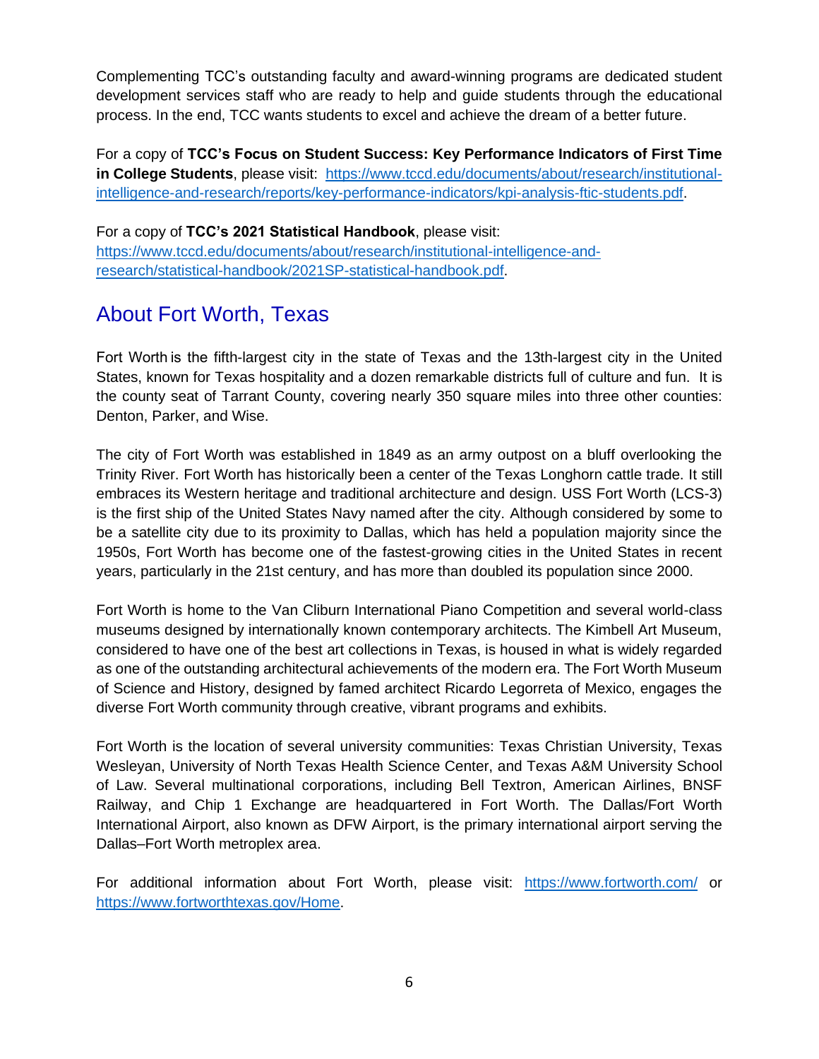Complementing TCC's outstanding faculty and award-winning programs are dedicated student development services staff who are ready to help and guide students through the educational process. In the end, TCC wants students to excel and achieve the dream of a better future.

For a copy of **TCC's Focus on Student Success: Key Performance Indicators of First Time in College Students**, please visit: https://www.tccd.edu/documents/about/research/institutional-intelligence-and-research/reports/key-performance-indicators/kpi-analysis-ftic-students.pdf.

For a copy of **TCC's 2021 Statistical Handbook**, please visit: https://www.tccd.edu/documents/about/research/institutional-intelligence-and-research/statistical-handbook/2021SP-statistical-handbook.pdf.

## About Fort Worth, Texas

Fort Worth is the fifth-largest city in the state of Texas and the 13th-largest city in the United States, known for Texas hospitality and a dozen remarkable districts full of culture and fun. It is the county seat of Tarrant County, covering nearly 350 square miles into three other counties: Denton, Parker, and Wise.

The city of Fort Worth was established in 1849 as an army outpost on a bluff overlooking the Trinity River. Fort Worth has historically been a center of the Texas Longhorn cattle trade. It still embraces its Western heritage and traditional architecture and design. USS Fort Worth (LCS-3) is the first ship of the United States Navy named after the city. Although considered by some to be a satellite city due to its proximity to Dallas, which has held a population majority since the 1950s, Fort Worth has become one of the fastest-growing cities in the United States in recent years, particularly in the 21st century, and has more than doubled its population since 2000.

Fort Worth is home to the Van Cliburn International Piano Competition and several world-class museums designed by internationally known contemporary architects. The Kimbell Art Museum, considered to have one of the best art collections in Texas, is housed in what is widely regarded as one of the outstanding architectural achievements of the modern era. The Fort Worth Museum of Science and History, designed by famed architect Ricardo Legorreta of Mexico, engages the diverse Fort Worth community through creative, vibrant programs and exhibits.

Fort Worth is the location of several university communities: Texas Christian University, Texas Wesleyan, University of North Texas Health Science Center, and Texas A&M University School of Law. Several multinational corporations, including Bell Textron, American Airlines, BNSF Railway, and Chip 1 Exchange are headquartered in Fort Worth. The Dallas/Fort Worth International Airport, also known as DFW Airport, is the primary international airport serving the Dallas–Fort Worth metroplex area.

For additional information about Fort Worth, please visit: https://www.fortworth.com/ or https://www.fortworthtexas.gov/Home.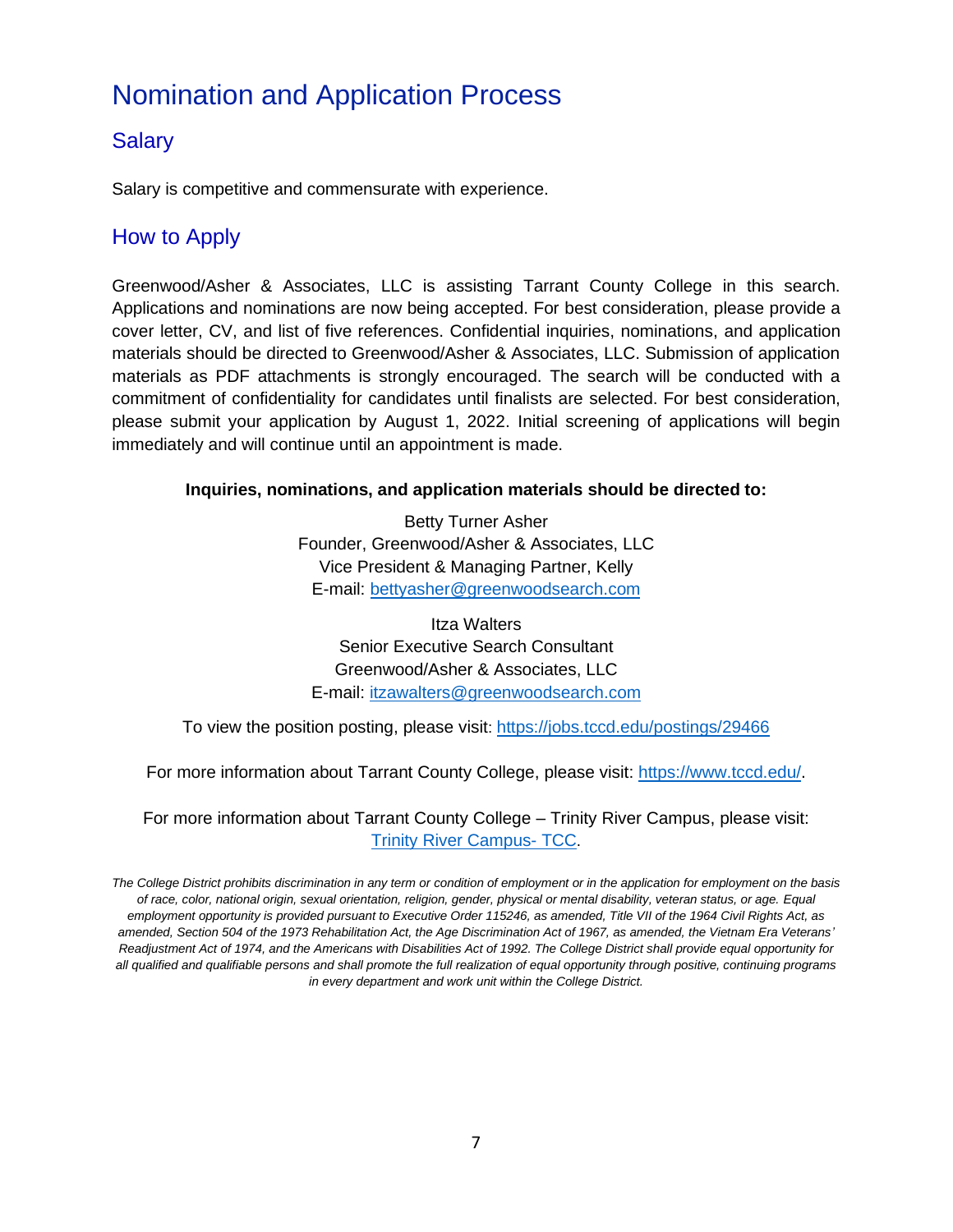# Nomination and Application Process

## Salary

Salary is competitive and commensurate with experience.

## How to Apply

Greenwood/Asher & Associates, LLC is assisting Tarrant County College in this search. Applications and nominations are now being accepted. For best consideration, please provide a cover letter, CV, and list of five references. Confidential inquiries, nominations, and application materials should be directed to Greenwood/Asher & Associates, LLC. Submission of application materials as PDF attachments is strongly encouraged. The search will be conducted with a commitment of confidentiality for candidates until finalists are selected. For best consideration, please submit your application by August 1, 2022. Initial screening of applications will begin immediately and will continue until an appointment is made.

**Inquiries, nominations, and application materials should be directed to:**

Betty Turner Asher
Founder, Greenwood/Asher & Associates, LLC
Vice President & Managing Partner, Kelly
E-mail: bettyasher@greenwoodsearch.com

Itza Walters
Senior Executive Search Consultant
Greenwood/Asher & Associates, LLC
E-mail: itzawalters@greenwoodsearch.com

To view the position posting, please visit: https://jobs.tccd.edu/postings/29466

For more information about Tarrant County College, please visit: https://www.tccd.edu/.

For more information about Tarrant County College – Trinity River Campus, please visit: Trinity River Campus- TCC.

*The College District prohibits discrimination in any term or condition of employment or in the application for employment on the basis of race, color, national origin, sexual orientation, religion, gender, physical or mental disability, veteran status, or age. Equal employment opportunity is provided pursuant to Executive Order 115246, as amended, Title VII of the 1964 Civil Rights Act, as amended, Section 504 of the 1973 Rehabilitation Act, the Age Discrimination Act of 1967, as amended, the Vietnam Era Veterans' Readjustment Act of 1974, and the Americans with Disabilities Act of 1992. The College District shall provide equal opportunity for all qualified and qualifiable persons and shall promote the full realization of equal opportunity through positive, continuing programs in every department and work unit within the College District.*